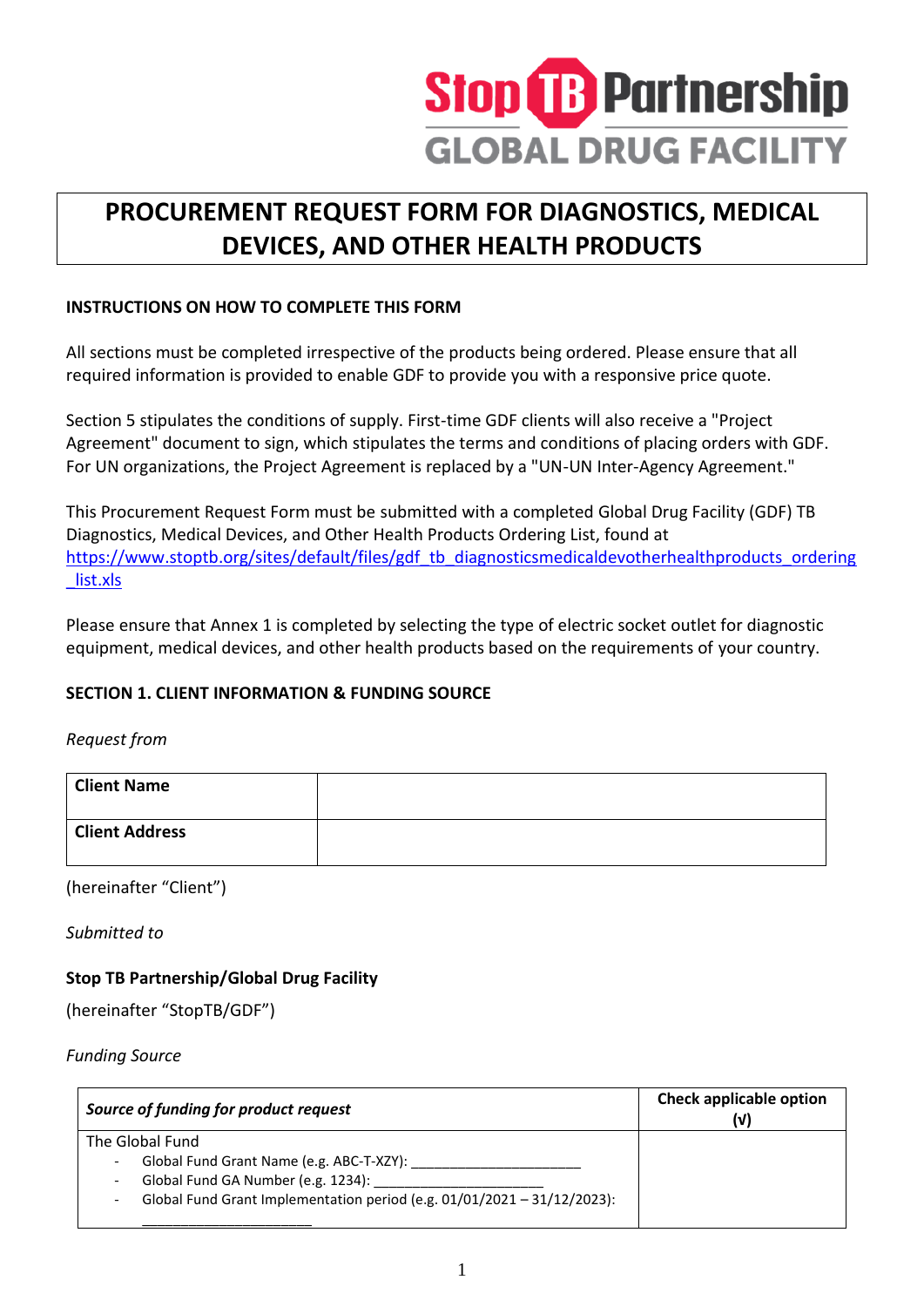Stop TB Partnership
GLOBAL DRUG FACILITY

# PROCUREMENT REQUEST FORM FOR DIAGNOSTICS, MEDICAL DEVICES, AND OTHER HEALTH PRODUCTS

**INSTRUCTIONS ON HOW TO COMPLETE THIS FORM**

All sections must be completed irrespective of the products being ordered. Please ensure that all required information is provided to enable GDF to provide you with a responsive price quote.

Section 5 stipulates the conditions of supply. First-time GDF clients will also receive a "Project Agreement" document to sign, which stipulates the terms and conditions of placing orders with GDF. For UN organizations, the Project Agreement is replaced by a "UN-UN Inter-Agency Agreement."

This Procurement Request Form must be submitted with a completed Global Drug Facility (GDF) TB Diagnostics, Medical Devices, and Other Health Products Ordering List, found at https://www.stoptb.org/sites/default/files/gdf_tb_diagnosticsmedicaldevotherhealthproducts_ordering_list.xls

Please ensure that Annex 1 is completed by selecting the type of electric socket outlet for diagnostic equipment, medical devices, and other health products based on the requirements of your country.

**SECTION 1. CLIENT INFORMATION & FUNDING SOURCE**

*Request from*

| **Client Name** | |
|---|---|
| **Client Address** | |

(hereinafter "Client")

*Submitted to*

**Stop TB Partnership/Global Drug Facility**

(hereinafter "StopTB/GDF")

*Funding Source*

| ***Source of funding for product request*** | **Check applicable option (√)** |
|---|---|
| The Global Fund<br>- Global Fund Grant Name (e.g. ABC-T-XZY): ______________________<br>- Global Fund GA Number (e.g. 1234): ______________________<br>- Global Fund Grant Implementation period (e.g. 01/01/2021 – 31/12/2023): ______________________ | |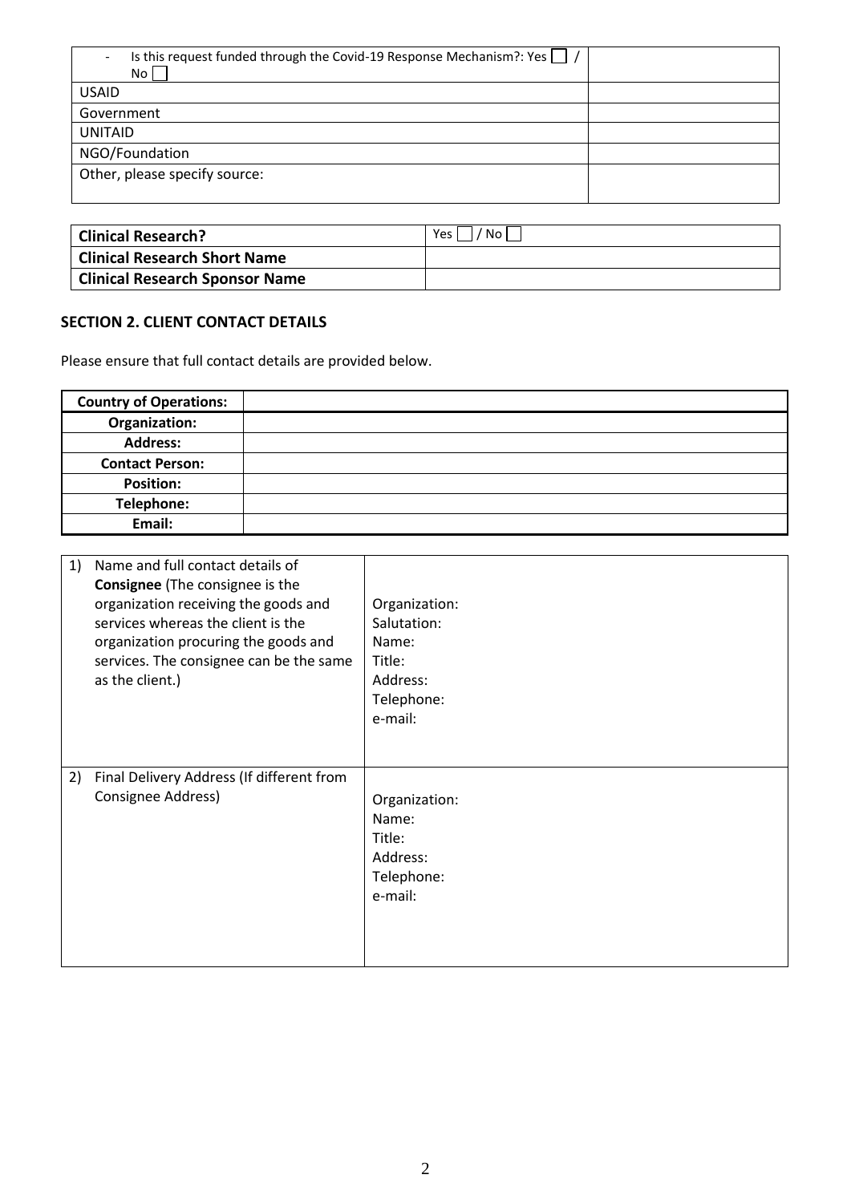| - Is this request funded through the Covid-19 Response Mechanism?: Yes ☐ / No ☐ | |
|---|---|
| USAID | |
| Government | |
| UNITAID | |
| NGO/Foundation | |
| Other, please specify source: | |

| **Clinical Research?** | Yes ☐ / No ☐ |
|---|---|
| **Clinical Research Short Name** | |
| **Clinical Research Sponsor Name** | |

## SECTION 2. CLIENT CONTACT DETAILS

Please ensure that full contact details are provided below.

| **Country of Operations:** | |
|---|---|
| **Organization:** | |
| **Address:** | |
| **Contact Person:** | |
| **Position:** | |
| **Telephone:** | |
| **Email:** | |

| | |
|---|---|
| 1) Name and full contact details of **Consignee** (The consignee is the organization receiving the goods and services whereas the client is the organization procuring the goods and services. The consignee can be the same as the client.) | Organization:<br>Salutation:<br>Name:<br>Title:<br>Address:<br>Telephone:<br>e-mail: |
| 2) Final Delivery Address (If different from Consignee Address) | Organization:<br>Name:<br>Title:<br>Address:<br>Telephone:<br>e-mail: |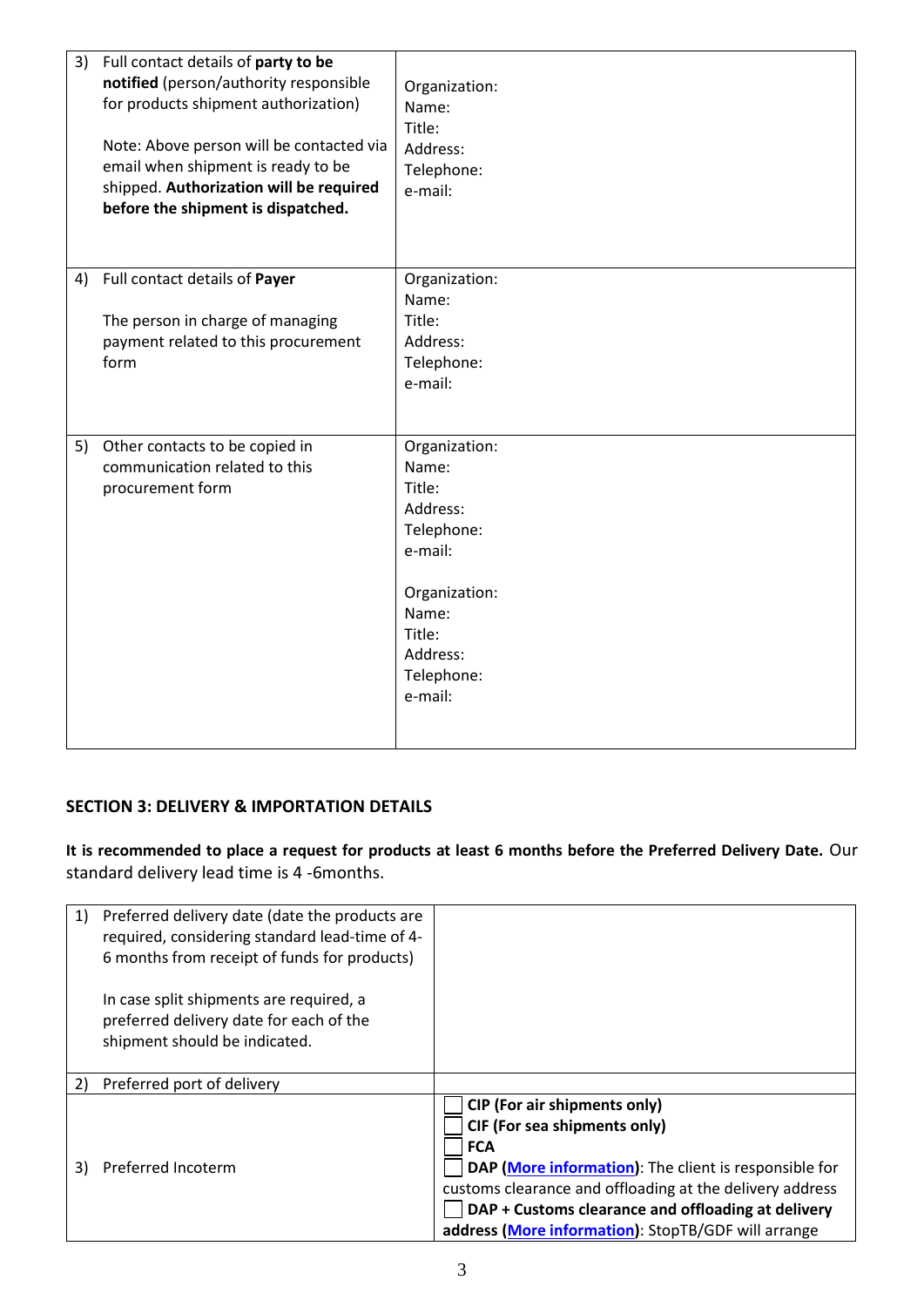| | |
|---|---|
| 3) Full contact details of **party to be notified** (person/authority responsible for products shipment authorization)<br><br>Note: Above person will be contacted via email when shipment is ready to be shipped. **Authorization will be required before the shipment is dispatched.** | Organization:<br>Name:<br>Title:<br>Address:<br>Telephone:<br>e-mail: |
| 4) Full contact details of **Payer**<br><br>The person in charge of managing payment related to this procurement form | Organization:<br>Name:<br>Title:<br>Address:<br>Telephone:<br>e-mail: |
| 5) Other contacts to be copied in communication related to this procurement form | Organization:<br>Name:<br>Title:<br>Address:<br>Telephone:<br>e-mail:<br><br>Organization:<br>Name:<br>Title:<br>Address:<br>Telephone:<br>e-mail: |

## SECTION 3: DELIVERY & IMPORTATION DETAILS

**It is recommended to place a request for products at least 6 months before the Preferred Delivery Date.** Our standard delivery lead time is 4 -6months.

| | |
|---|---|
| 1) Preferred delivery date (date the products are required, considering standard lead-time of 4-6 months from receipt of funds for products)<br><br>In case split shipments are required, a preferred delivery date for each of the shipment should be indicated. | |
| 2) Preferred port of delivery | |
| 3) Preferred Incoterm | ☐ **CIP (For air shipments only)**<br>☐ **CIF (For sea shipments only)**<br>☐ **FCA**<br>☐ **DAP (More information)**: The client is responsible for customs clearance and offloading at the delivery address<br>☐ **DAP + Customs clearance and offloading at delivery address (More information)**: StopTB/GDF will arrange |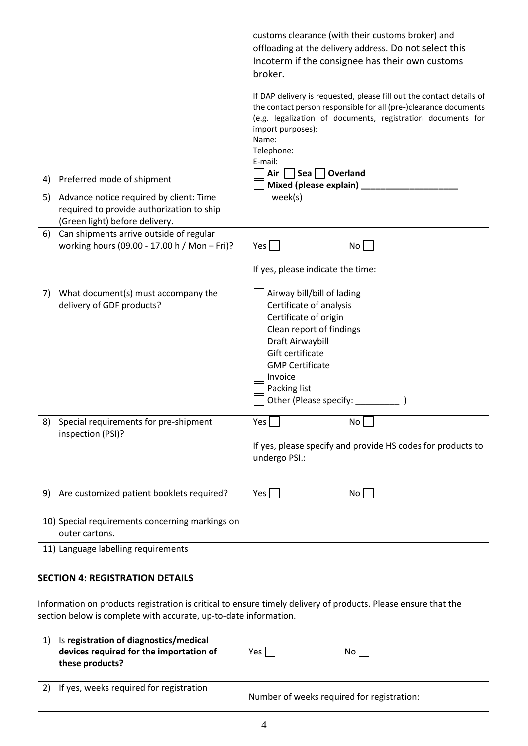| | |
|---|---|
| | customs clearance (with their customs broker) and offloading at the delivery address. Do not select this Incoterm if the consignee has their own customs broker.<br><br>If DAP delivery is requested, please fill out the contact details of the contact person responsible for all (pre-)clearance documents (e.g. legalization of documents, registration documents for import purposes):<br>Name:<br>Telephone:<br>E-mail: |
| 4) Preferred mode of shipment | ☐ **Air** ☐ **Sea** ☐ **Overland**<br>☐ **Mixed (please explain) ____________________** |
| 5) Advance notice required by client: Time required to provide authorization to ship (Green light) before delivery. | week(s) |
| 6) Can shipments arrive outside of regular working hours (09.00 - 17.00 h / Mon – Fri)? | Yes ☐ No ☐<br><br>If yes, please indicate the time: |
| 7) What document(s) must accompany the delivery of GDF products? | ☐ Airway bill/bill of lading<br>☐ Certificate of analysis<br>☐ Certificate of origin<br>☐ Clean report of findings<br>☐ Draft Airwaybill<br>☐ Gift certificate<br>☐ GMP Certificate<br>☐ Invoice<br>☐ Packing list<br>☐ Other (Please specify: _________ ) |
| 8) Special requirements for pre-shipment inspection (PSI)? | Yes ☐ No ☐<br><br>If yes, please specify and provide HS codes for products to undergo PSI.: |
| 9) Are customized patient booklets required? | Yes ☐ No ☐ |
| 10) Special requirements concerning markings on outer cartons. | |
| 11) Language labelling requirements | |

## SECTION 4: REGISTRATION DETAILS

Information on products registration is critical to ensure timely delivery of products. Please ensure that the section below is complete with accurate, up-to-date information.

| | |
|---|---|
| 1) Is **registration of diagnostics/medical devices required for the importation of these products?** | Yes ☐ No ☐ |
| 2) If yes, weeks required for registration | Number of weeks required for registration: |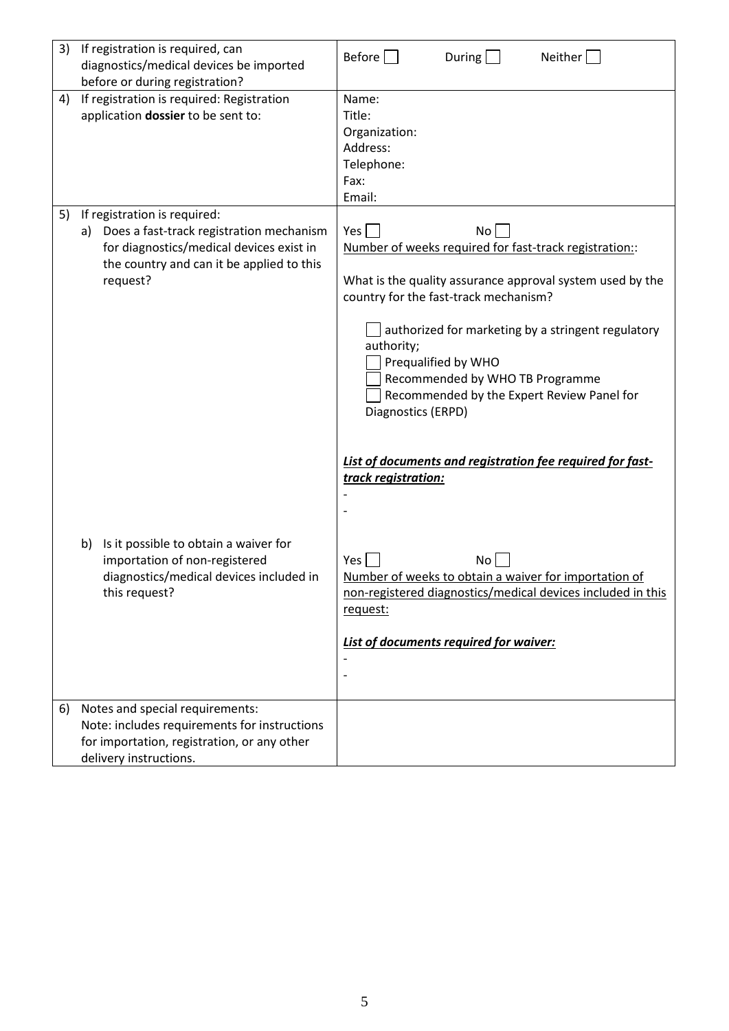| | | |
|---|---|---|
| 3) | If registration is required, can diagnostics/medical devices be imported before or during registration? | Before ☐ During ☐ Neither ☐ |
| 4) | If registration is required: Registration application **dossier** to be sent to: | Name:<br>Title:<br>Organization:<br>Address:<br>Telephone:<br>Fax:<br>Email: |
| 5) | If registration is required:<br>a) Does a fast-track registration mechanism for diagnostics/medical devices exist in the country and can it be applied to this request? | Yes ☐ No ☐<br>Number of weeks required for fast-track registration::<br><br>What is the quality assurance approval system used by the country for the fast-track mechanism?<br><br>☐ authorized for marketing by a stringent regulatory authority;<br>☐ Prequalified by WHO<br>☐ Recommended by WHO TB Programme<br>☐ Recommended by the Expert Review Panel for Diagnostics (ERPD)<br><br>***List of documents and registration fee required for fast-track registration:***<br>-<br>- |
| | b) Is it possible to obtain a waiver for importation of non-registered diagnostics/medical devices included in this request? | Yes ☐ No ☐<br>Number of weeks to obtain a waiver for importation of non-registered diagnostics/medical devices included in this request:<br><br>***List of documents required for waiver:***<br>-<br>- |
| 6) | Notes and special requirements:<br>Note: includes requirements for instructions for importation, registration, or any other delivery instructions. | |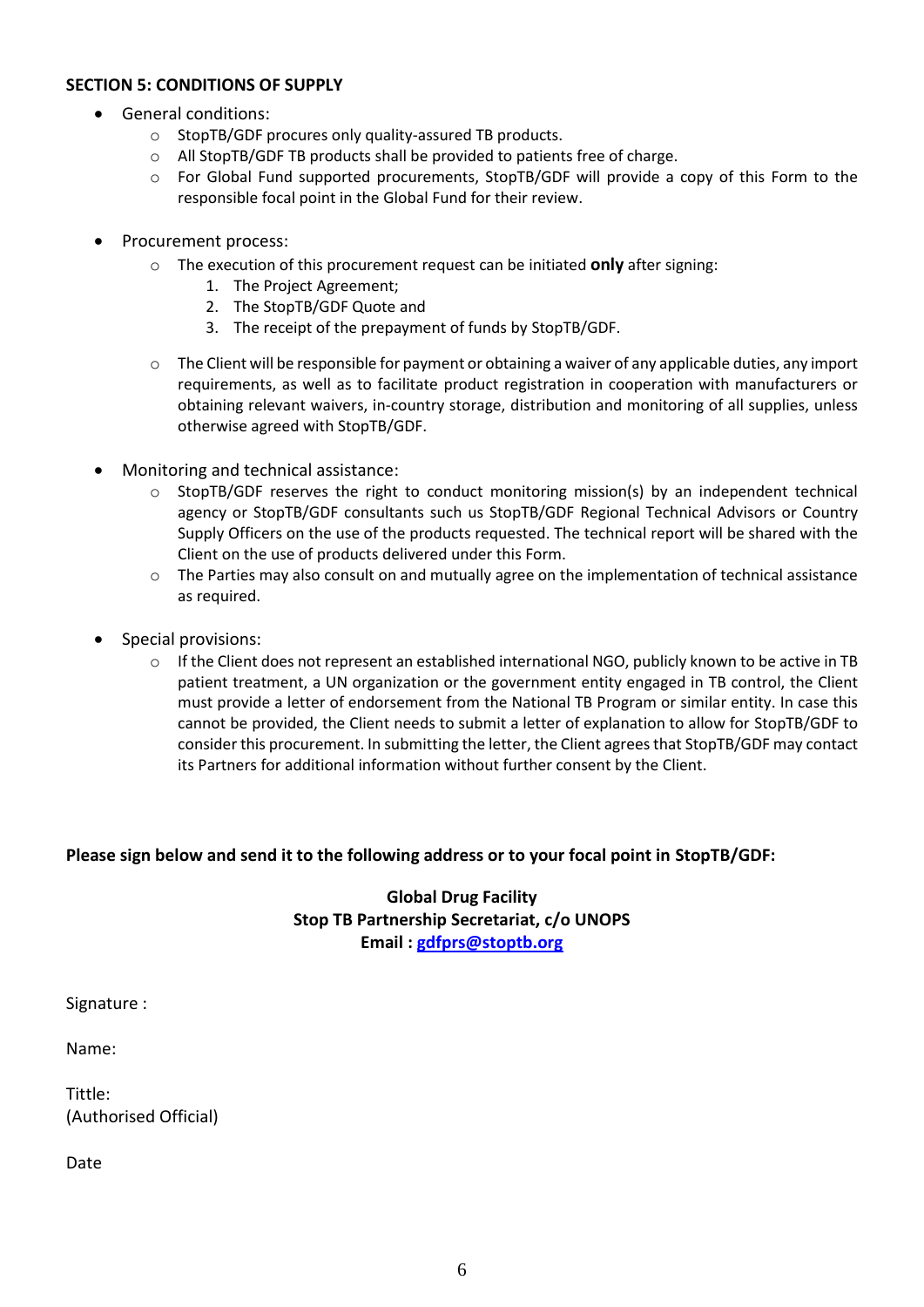**SECTION 5: CONDITIONS OF SUPPLY**

- General conditions:
  - StopTB/GDF procures only quality-assured TB products.
  - All StopTB/GDF TB products shall be provided to patients free of charge.
  - For Global Fund supported procurements, StopTB/GDF will provide a copy of this Form to the responsible focal point in the Global Fund for their review.

- Procurement process:
  - The execution of this procurement request can be initiated **only** after signing:
    1. The Project Agreement;
    2. The StopTB/GDF Quote and
    3. The receipt of the prepayment of funds by StopTB/GDF.
  - The Client will be responsible for payment or obtaining a waiver of any applicable duties, any import requirements, as well as to facilitate product registration in cooperation with manufacturers or obtaining relevant waivers, in-country storage, distribution and monitoring of all supplies, unless otherwise agreed with StopTB/GDF.

- Monitoring and technical assistance:
  - StopTB/GDF reserves the right to conduct monitoring mission(s) by an independent technical agency or StopTB/GDF consultants such us StopTB/GDF Regional Technical Advisors or Country Supply Officers on the use of the products requested. The technical report will be shared with the Client on the use of products delivered under this Form.
  - The Parties may also consult on and mutually agree on the implementation of technical assistance as required.

- Special provisions:
  - If the Client does not represent an established international NGO, publicly known to be active in TB patient treatment, a UN organization or the government entity engaged in TB control, the Client must provide a letter of endorsement from the National TB Program or similar entity. In case this cannot be provided, the Client needs to submit a letter of explanation to allow for StopTB/GDF to consider this procurement. In submitting the letter, the Client agrees that StopTB/GDF may contact its Partners for additional information without further consent by the Client.

**Please sign below and send it to the following address or to your focal point in StopTB/GDF:**

**Global Drug Facility**
**Stop TB Partnership Secretariat, c/o UNOPS**
**Email : gdfprs@stoptb.org**

Signature :

Name:

Tittle:
(Authorised Official)

Date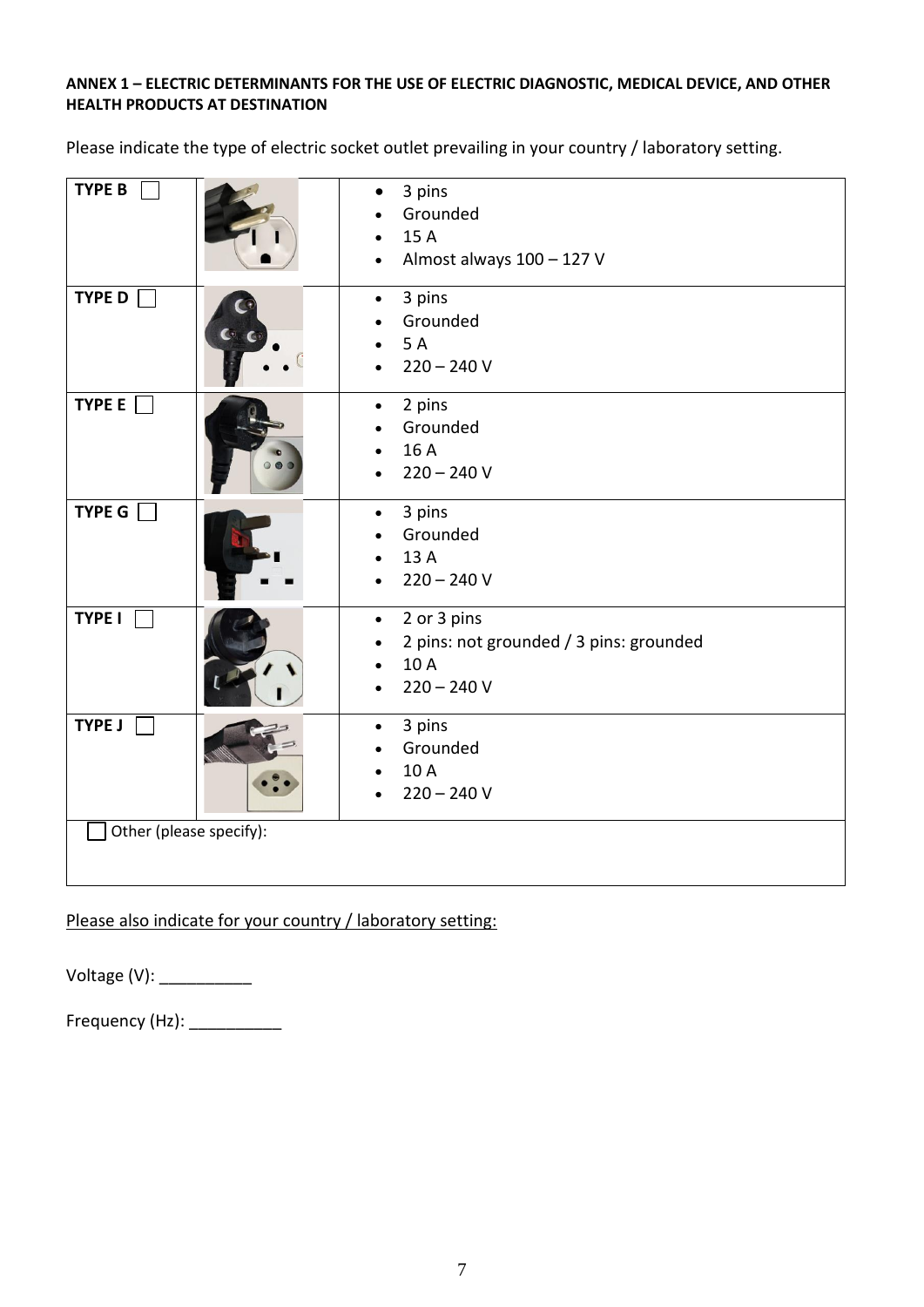**ANNEX 1 – ELECTRIC DETERMINANTS FOR THE USE OF ELECTRIC DIAGNOSTIC, MEDICAL DEVICE, AND OTHER HEALTH PRODUCTS AT DESTINATION**

Please indicate the type of electric socket outlet prevailing in your country / laboratory setting.

| | | |
|---|---|---|
| TYPE B ☐ | | • 3 pins<br>• Grounded<br>• 15 A<br>• Almost always 100 – 127 V |
| TYPE D ☐ | | • 3 pins<br>• Grounded<br>• 5 A<br>• 220 – 240 V |
| TYPE E ☐ | | • 2 pins<br>• Grounded<br>• 16 A<br>• 220 – 240 V |
| TYPE G ☐ | | • 3 pins<br>• Grounded<br>• 13 A<br>• 220 – 240 V |
| TYPE I ☐ | | • 2 or 3 pins<br>• 2 pins: not grounded / 3 pins: grounded<br>• 10 A<br>• 220 – 240 V |
| TYPE J ☐ | | • 3 pins<br>• Grounded<br>• 10 A<br>• 220 – 240 V |
| ☐ Other (please specify): | | |

Please also indicate for your country / laboratory setting:

Voltage (V): __________

Frequency (Hz): __________